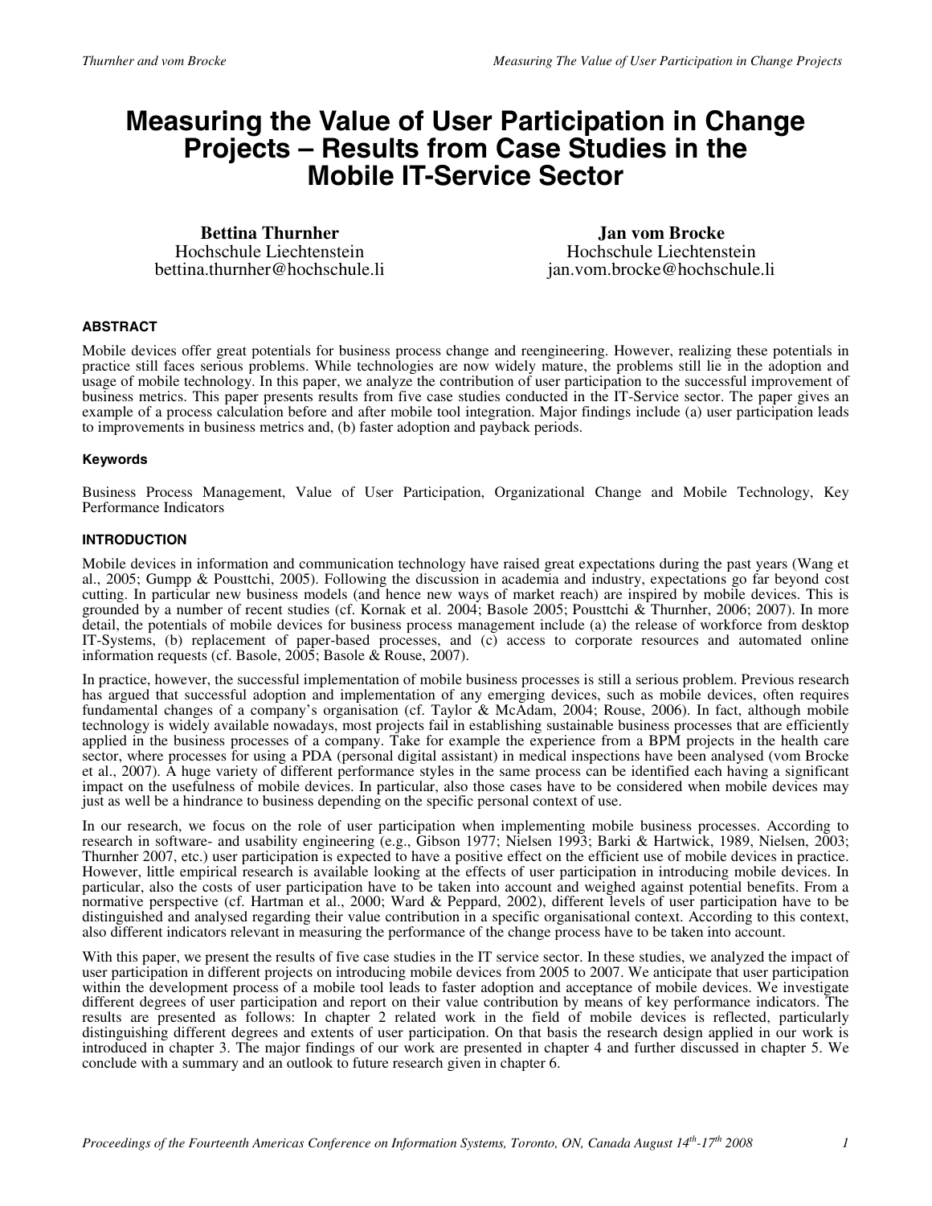# Measuring the Value of User Participation in Change Projects – Results from Case Studies in the Mobile IT-Service Sector

**Bettina Thurnher**
Hochschule Liechtenstein
bettina.thurnher@hochschule.li

**Jan vom Brocke**
Hochschule Liechtenstein
jan.vom.brocke@hochschule.li

#### ABSTRACT

Mobile devices offer great potentials for business process change and reengineering. However, realizing these potentials in practice still faces serious problems. While technologies are now widely mature, the problems still lie in the adoption and usage of mobile technology. In this paper, we analyze the contribution of user participation to the successful improvement of business metrics. This paper presents results from five case studies conducted in the IT-Service sector. The paper gives an example of a process calculation before and after mobile tool integration. Major findings include (a) user participation leads to improvements in business metrics and, (b) faster adoption and payback periods.

#### Keywords

Business Process Management, Value of User Participation, Organizational Change and Mobile Technology, Key Performance Indicators

#### INTRODUCTION

Mobile devices in information and communication technology have raised great expectations during the past years (Wang et al., 2005; Gumpp & Pousttchi, 2005). Following the discussion in academia and industry, expectations go far beyond cost cutting. In particular new business models (and hence new ways of market reach) are inspired by mobile devices. This is grounded by a number of recent studies (cf. Kornak et al. 2004; Basole 2005; Pousttchi & Thurnher, 2006; 2007). In more detail, the potentials of mobile devices for business process management include (a) the release of workforce from desktop IT-Systems, (b) replacement of paper-based processes, and (c) access to corporate resources and automated online information requests (cf. Basole, 2005; Basole & Rouse, 2007).

In practice, however, the successful implementation of mobile business processes is still a serious problem. Previous research has argued that successful adoption and implementation of any emerging devices, such as mobile devices, often requires fundamental changes of a company's organisation (cf. Taylor & McAdam, 2004; Rouse, 2006). In fact, although mobile technology is widely available nowadays, most projects fail in establishing sustainable business processes that are efficiently applied in the business processes of a company. Take for example the experience from a BPM projects in the health care sector, where processes for using a PDA (personal digital assistant) in medical inspections have been analysed (vom Brocke et al., 2007). A huge variety of different performance styles in the same process can be identified each having a significant impact on the usefulness of mobile devices. In particular, also those cases have to be considered when mobile devices may just as well be a hindrance to business depending on the specific personal context of use.

In our research, we focus on the role of user participation when implementing mobile business processes. According to research in software- and usability engineering (e.g., Gibson 1977; Nielsen 1993; Barki & Hartwick, 1989, Nielsen, 2003; Thurnher 2007, etc.) user participation is expected to have a positive effect on the efficient use of mobile devices in practice. However, little empirical research is available looking at the effects of user participation in introducing mobile devices. In particular, also the costs of user participation have to be taken into account and weighed against potential benefits. From a normative perspective (cf. Hartman et al., 2000; Ward & Peppard, 2002), different levels of user participation have to be distinguished and analysed regarding their value contribution in a specific organisational context. According to this context, also different indicators relevant in measuring the performance of the change process have to be taken into account.

With this paper, we present the results of five case studies in the IT service sector. In these studies, we analyzed the impact of user participation in different projects on introducing mobile devices from 2005 to 2007. We anticipate that user participation within the development process of a mobile tool leads to faster adoption and acceptance of mobile devices. We investigate different degrees of user participation and report on their value contribution by means of key performance indicators. The results are presented as follows: In chapter 2 related work in the field of mobile devices is reflected, particularly distinguishing different degrees and extents of user participation. On that basis the research design applied in our work is introduced in chapter 3. The major findings of our work are presented in chapter 4 and further discussed in chapter 5. We conclude with a summary and an outlook to future research given in chapter 6.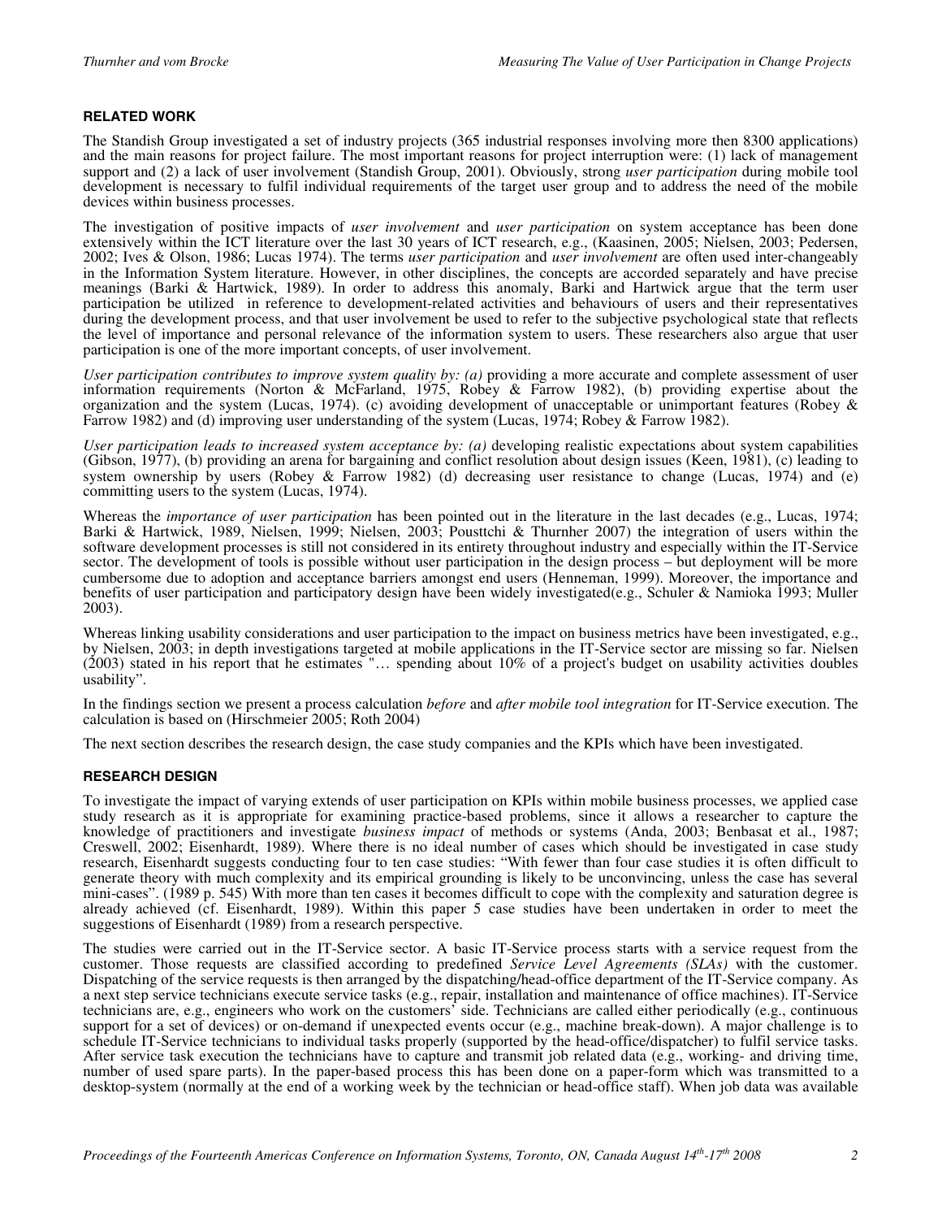## RELATED WORK

The Standish Group investigated a set of industry projects (365 industrial responses involving more then 8300 applications) and the main reasons for project failure. The most important reasons for project interruption were: (1) lack of management support and (2) a lack of user involvement (Standish Group, 2001). Obviously, strong *user participation* during mobile tool development is necessary to fulfil individual requirements of the target user group and to address the need of the mobile devices within business processes.

The investigation of positive impacts of *user involvement* and *user participation* on system acceptance has been done extensively within the ICT literature over the last 30 years of ICT research, e.g., (Kaasinen, 2005; Nielsen, 2003; Pedersen, 2002; Ives & Olson, 1986; Lucas 1974). The terms *user participation* and *user involvement* are often used inter-changeably in the Information System literature. However, in other disciplines, the concepts are accorded separately and have precise meanings (Barki & Hartwick, 1989). In order to address this anomaly, Barki and Hartwick argue that the term user participation be utilized in reference to development-related activities and behaviours of users and their representatives during the development process, and that user involvement be used to refer to the subjective psychological state that reflects the level of importance and personal relevance of the information system to users. These researchers also argue that user participation is one of the more important concepts, of user involvement.

*User participation contributes to improve system quality by: (a)* providing a more accurate and complete assessment of user information requirements (Norton & McFarland, 1975, Robey & Farrow 1982), (b) providing expertise about the organization and the system (Lucas, 1974). (c) avoiding development of unacceptable or unimportant features (Robey & Farrow 1982) and (d) improving user understanding of the system (Lucas, 1974; Robey & Farrow 1982).

*User participation leads to increased system acceptance by: (a)* developing realistic expectations about system capabilities (Gibson, 1977), (b) providing an arena for bargaining and conflict resolution about design issues (Keen, 1981), (c) leading to system ownership by users (Robey & Farrow 1982) (d) decreasing user resistance to change (Lucas, 1974) and (e) committing users to the system (Lucas, 1974).

Whereas the *importance of user participation* has been pointed out in the literature in the last decades (e.g., Lucas, 1974; Barki & Hartwick, 1989, Nielsen, 1999; Nielsen, 2003; Pousttchi & Thurnher 2007) the integration of users within the software development processes is still not considered in its entirety throughout industry and especially within the IT-Service sector. The development of tools is possible without user participation in the design process – but deployment will be more cumbersome due to adoption and acceptance barriers amongst end users (Henneman, 1999). Moreover, the importance and benefits of user participation and participatory design have been widely investigated(e.g., Schuler & Namioka 1993; Muller 2003).

Whereas linking usability considerations and user participation to the impact on business metrics have been investigated, e.g., by Nielsen, 2003; in depth investigations targeted at mobile applications in the IT-Service sector are missing so far. Nielsen (2003) stated in his report that he estimates "… spending about 10% of a project's budget on usability activities doubles usability".

In the findings section we present a process calculation *before* and *after mobile tool integration* for IT-Service execution. The calculation is based on (Hirschmeier 2005; Roth 2004)

The next section describes the research design, the case study companies and the KPIs which have been investigated.

## RESEARCH DESIGN

To investigate the impact of varying extends of user participation on KPIs within mobile business processes, we applied case study research as it is appropriate for examining practice-based problems, since it allows a researcher to capture the knowledge of practitioners and investigate *business impact* of methods or systems (Anda, 2003; Benbasat et al., 1987; Creswell, 2002; Eisenhardt, 1989). Where there is no ideal number of cases which should be investigated in case study research, Eisenhardt suggests conducting four to ten case studies: "With fewer than four case studies it is often difficult to generate theory with much complexity and its empirical grounding is likely to be unconvincing, unless the case has several mini-cases". (1989 p. 545) With more than ten cases it becomes difficult to cope with the complexity and saturation degree is already achieved (cf. Eisenhardt, 1989). Within this paper 5 case studies have been undertaken in order to meet the suggestions of Eisenhardt (1989) from a research perspective.

The studies were carried out in the IT-Service sector. A basic IT-Service process starts with a service request from the customer. Those requests are classified according to predefined *Service Level Agreements (SLAs)* with the customer. Dispatching of the service requests is then arranged by the dispatching/head-office department of the IT-Service company. As a next step service technicians execute service tasks (e.g., repair, installation and maintenance of office machines). IT-Service technicians are, e.g., engineers who work on the customers' side. Technicians are called either periodically (e.g., continuous support for a set of devices) or on-demand if unexpected events occur (e.g., machine break-down). A major challenge is to schedule IT-Service technicians to individual tasks properly (supported by the head-office/dispatcher) to fulfil service tasks. After service task execution the technicians have to capture and transmit job related data (e.g., working- and driving time, number of used spare parts). In the paper-based process this has been done on a paper-form which was transmitted to a desktop-system (normally at the end of a working week by the technician or head-office staff). When job data was available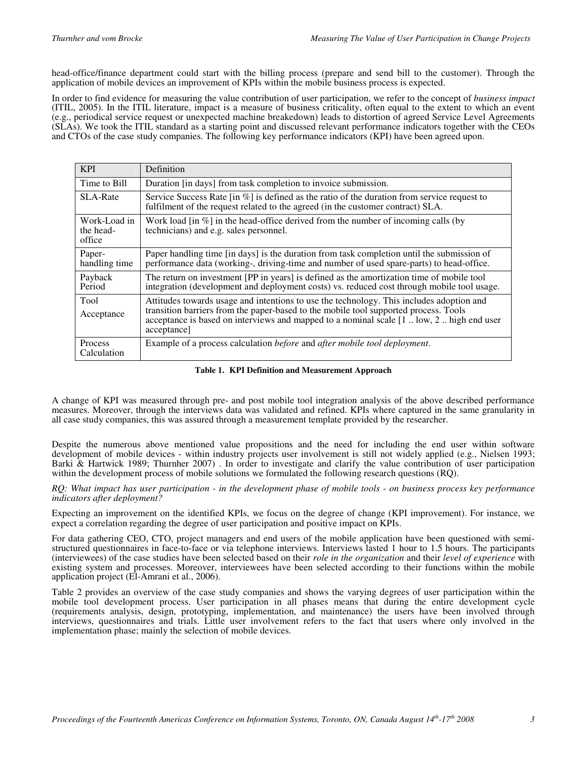head-office/finance department could start with the billing process (prepare and send bill to the customer). Through the application of mobile devices an improvement of KPIs within the mobile business process is expected.

In order to find evidence for measuring the value contribution of user participation, we refer to the concept of *business impact* (ITIL, 2005). In the ITIL literature, impact is a measure of business criticality, often equal to the extent to which an event (e.g., periodical service request or unexpected machine breakedown) leads to distortion of agreed Service Level Agreements (SLAs). We took the ITIL standard as a starting point and discussed relevant performance indicators together with the CEOs and CTOs of the case study companies. The following key performance indicators (KPI) have been agreed upon.

| KPI | Definition |
|---|---|
| Time to Bill | Duration [in days] from task completion to invoice submission. |
| SLA-Rate | Service Success Rate [in %] is defined as the ratio of the duration from service request to fulfilment of the request related to the agreed (in the customer contract) SLA. |
| Work-Load in the head-office | Work load [in %] in the head-office derived from the number of incoming calls (by technicians) and e.g. sales personnel. |
| Paper-handling time | Paper handling time [in days] is the duration from task completion until the submission of performance data (working-, driving-time and number of used spare-parts) to head-office. |
| Payback Period | The return on investment [PP in years] is defined as the amortization time of mobile tool integration (development and deployment costs) vs. reduced cost through mobile tool usage. |
| Tool Acceptance | Attitudes towards usage and intentions to use the technology. This includes adoption and transition barriers from the paper-based to the mobile tool supported process. Tools acceptance is based on interviews and mapped to a nominal scale [1 .. low, 2 .. high end user acceptance] |
| Process Calculation | Example of a process calculation *before* and *after mobile tool deployment*. |

**Table 1. KPI Definition and Measurement Approach**

A change of KPI was measured through pre- and post mobile tool integration analysis of the above described performance measures. Moreover, through the interviews data was validated and refined. KPIs where captured in the same granularity in all case study companies, this was assured through a measurement template provided by the researcher.

Despite the numerous above mentioned value propositions and the need for including the end user within software development of mobile devices - within industry projects user involvement is still not widely applied (e.g., Nielsen 1993; Barki & Hartwick 1989; Thurnher 2007) . In order to investigate and clarify the value contribution of user participation within the development process of mobile solutions we formulated the following research questions (RQ).

*RQ: What impact has user participation - in the development phase of mobile tools - on business process key performance indicators after deployment?*

Expecting an improvement on the identified KPIs, we focus on the degree of change (KPI improvement). For instance, we expect a correlation regarding the degree of user participation and positive impact on KPIs.

For data gathering CEO, CTO, project managers and end users of the mobile application have been questioned with semi-structured questionnaires in face-to-face or via telephone interviews. Interviews lasted 1 hour to 1.5 hours. The participants (interviewees) of the case studies have been selected based on their *role in the organization* and their *level of experience* with existing system and processes. Moreover, interviewees have been selected according to their functions within the mobile application project (El-Amrani et al., 2006).

Table 2 provides an overview of the case study companies and shows the varying degrees of user participation within the mobile tool development process. User participation in all phases means that during the entire development cycle (requirements analysis, design, prototyping, implementation, and maintenance) the users have been involved through interviews, questionnaires and trials. Little user involvement refers to the fact that users where only involved in the implementation phase; mainly the selection of mobile devices.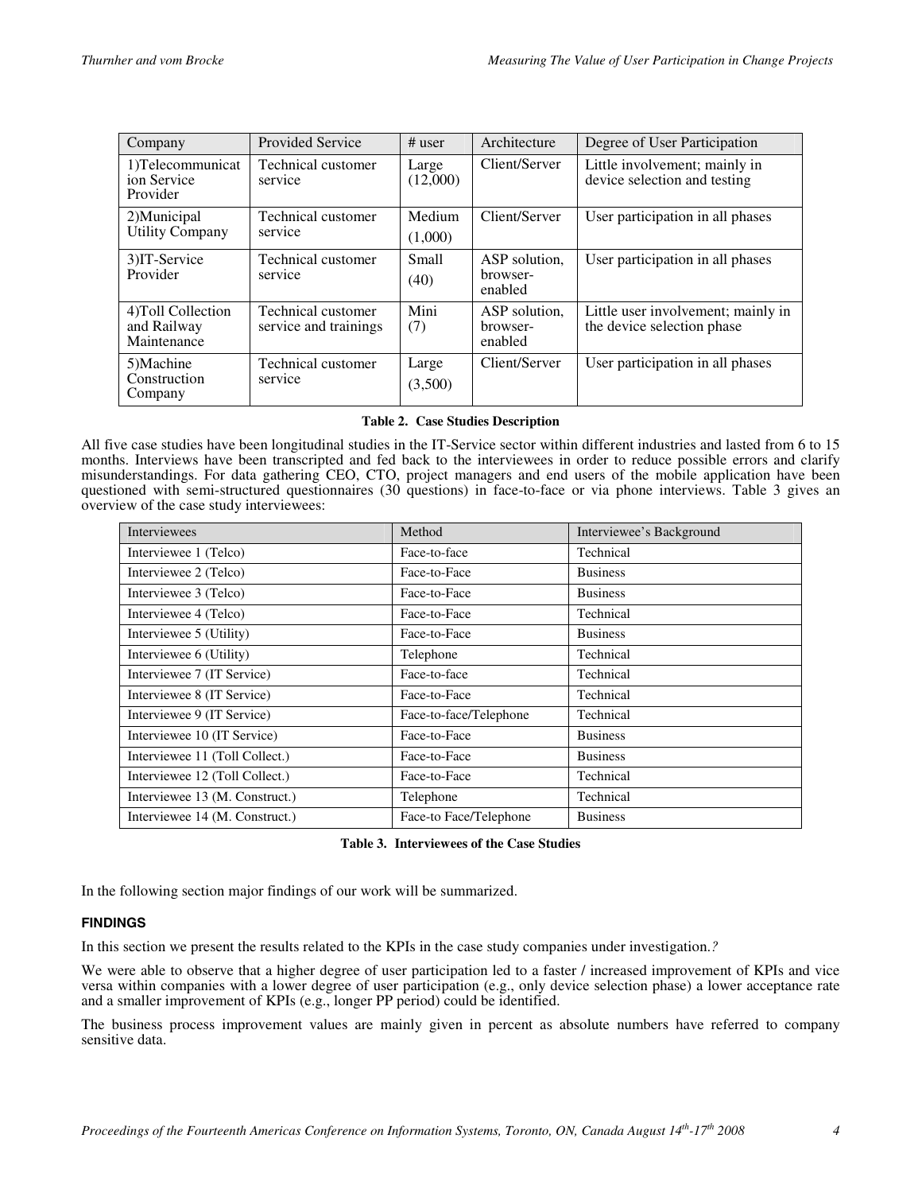| Company | Provided Service | # user | Architecture | Degree of User Participation |
|---|---|---|---|---|
| 1)Telecommunication Service Provider | Technical customer service | Large (12,000) | Client/Server | Little involvement; mainly in device selection and testing |
| 2)Municipal Utility Company | Technical customer service | Medium (1,000) | Client/Server | User participation in all phases |
| 3)IT-Service Provider | Technical customer service | Small (40) | ASP solution, browser-enabled | User participation in all phases |
| 4)Toll Collection and Railway Maintenance | Technical customer service and trainings | Mini (7) | ASP solution, browser-enabled | Little user involvement; mainly in the device selection phase |
| 5)Machine Construction Company | Technical customer service | Large (3,500) | Client/Server | User participation in all phases |

**Table 2. Case Studies Description**

All five case studies have been longitudinal studies in the IT-Service sector within different industries and lasted from 6 to 15 months. Interviews have been transcripted and fed back to the interviewees in order to reduce possible errors and clarify misunderstandings. For data gathering CEO, CTO, project managers and end users of the mobile application have been questioned with semi-structured questionnaires (30 questions) in face-to-face or via phone interviews. Table 3 gives an overview of the case study interviewees:

| Interviewees | Method | Interviewee's Background |
|---|---|---|
| Interviewee 1 (Telco) | Face-to-face | Technical |
| Interviewee 2 (Telco) | Face-to-Face | Business |
| Interviewee 3 (Telco) | Face-to-Face | Business |
| Interviewee 4 (Telco) | Face-to-Face | Technical |
| Interviewee 5 (Utility) | Face-to-Face | Business |
| Interviewee 6 (Utility) | Telephone | Technical |
| Interviewee 7 (IT Service) | Face-to-face | Technical |
| Interviewee 8 (IT Service) | Face-to-Face | Technical |
| Interviewee 9 (IT Service) | Face-to-face/Telephone | Technical |
| Interviewee 10 (IT Service) | Face-to-Face | Business |
| Interviewee 11 (Toll Collect.) | Face-to-Face | Business |
| Interviewee 12 (Toll Collect.) | Face-to-Face | Technical |
| Interviewee 13 (M. Construct.) | Telephone | Technical |
| Interviewee 14 (M. Construct.) | Face-to Face/Telephone | Business |

**Table 3. Interviewees of the Case Studies**

In the following section major findings of our work will be summarized.

## FINDINGS

In this section we present the results related to the KPIs in the case study companies under investigation.*?*

We were able to observe that a higher degree of user participation led to a faster / increased improvement of KPIs and vice versa within companies with a lower degree of user participation (e.g., only device selection phase) a lower acceptance rate and a smaller improvement of KPIs (e.g., longer PP period) could be identified.

The business process improvement values are mainly given in percent as absolute numbers have referred to company sensitive data.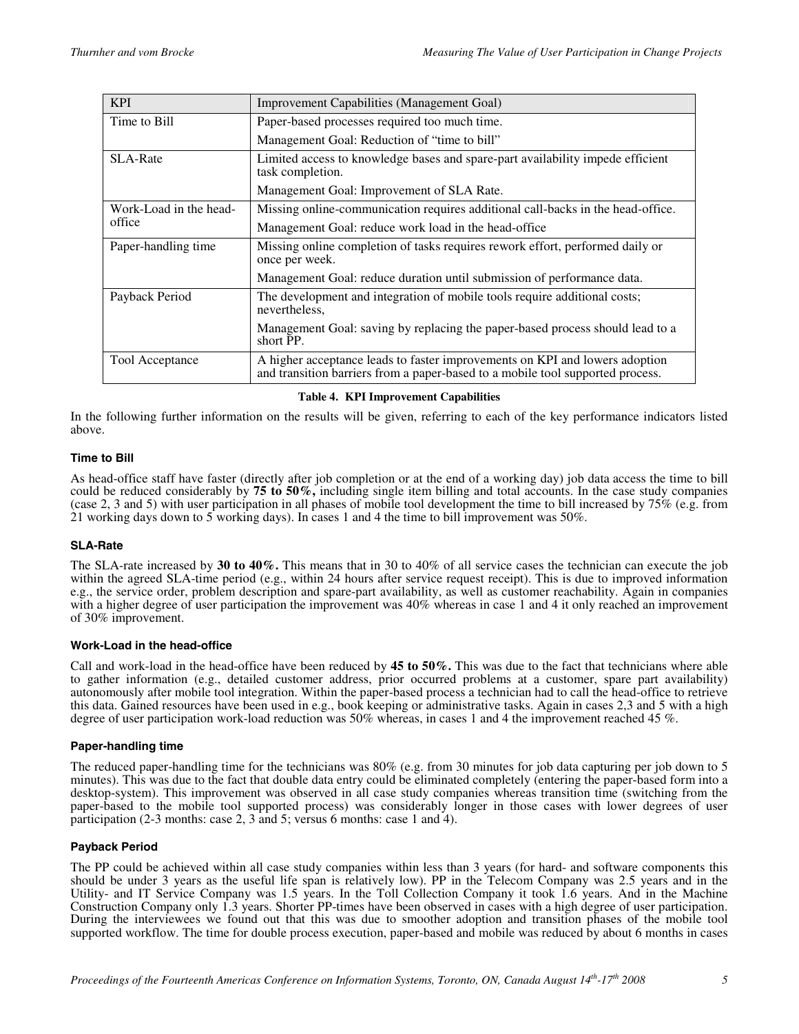| KPI | Improvement Capabilities (Management Goal) |
| --- | --- |
| Time to Bill | Paper-based processes required too much time.<br>Management Goal: Reduction of "time to bill" |
| SLA-Rate | Limited access to knowledge bases and spare-part availability impede efficient task completion.<br>Management Goal: Improvement of SLA Rate. |
| Work-Load in the head-office | Missing online-communication requires additional call-backs in the head-office.<br>Management Goal: reduce work load in the head-office |
| Paper-handling time | Missing online completion of tasks requires rework effort, performed daily or once per week.<br>Management Goal: reduce duration until submission of performance data. |
| Payback Period | The development and integration of mobile tools require additional costs; nevertheless,<br>Management Goal: saving by replacing the paper-based process should lead to a short PP. |
| Tool Acceptance | A higher acceptance leads to faster improvements on KPI and lowers adoption and transition barriers from a paper-based to a mobile tool supported process. |

**Table 4. KPI Improvement Capabilities**

In the following further information on the results will be given, referring to each of the key performance indicators listed above.

#### Time to Bill

As head-office staff have faster (directly after job completion or at the end of a working day) job data access the time to bill could be reduced considerably by **75 to 50%,** including single item billing and total accounts. In the case study companies (case 2, 3 and 5) with user participation in all phases of mobile tool development the time to bill increased by 75% (e.g. from 21 working days down to 5 working days). In cases 1 and 4 the time to bill improvement was 50%.

#### SLA-Rate

The SLA-rate increased by **30 to 40%.** This means that in 30 to 40% of all service cases the technician can execute the job within the agreed SLA-time period (e.g., within 24 hours after service request receipt). This is due to improved information e.g., the service order, problem description and spare-part availability, as well as customer reachability. Again in companies with a higher degree of user participation the improvement was 40% whereas in case 1 and 4 it only reached an improvement of 30% improvement.

#### Work-Load in the head-office

Call and work-load in the head-office have been reduced by **45 to 50%.** This was due to the fact that technicians where able to gather information (e.g., detailed customer address, prior occurred problems at a customer, spare part availability) autonomously after mobile tool integration. Within the paper-based process a technician had to call the head-office to retrieve this data. Gained resources have been used in e.g., book keeping or administrative tasks. Again in cases 2,3 and 5 with a high degree of user participation work-load reduction was 50% whereas, in cases 1 and 4 the improvement reached 45 %.

#### Paper-handling time

The reduced paper-handling time for the technicians was 80% (e.g. from 30 minutes for job data capturing per job down to 5 minutes). This was due to the fact that double data entry could be eliminated completely (entering the paper-based form into a desktop-system). This improvement was observed in all case study companies whereas transition time (switching from the paper-based to the mobile tool supported process) was considerably longer in those cases with lower degrees of user participation (2-3 months: case 2, 3 and 5; versus 6 months: case 1 and 4).

#### Payback Period

The PP could be achieved within all case study companies within less than 3 years (for hard- and software components this should be under 3 years as the useful life span is relatively low). PP in the Telecom Company was 2.5 years and in the Utility- and IT Service Company was 1.5 years. In the Toll Collection Company it took 1.6 years. And in the Machine Construction Company only 1.3 years. Shorter PP-times have been observed in cases with a high degree of user participation. During the interviewees we found out that this was due to smoother adoption and transition phases of the mobile tool supported workflow. The time for double process execution, paper-based and mobile was reduced by about 6 months in cases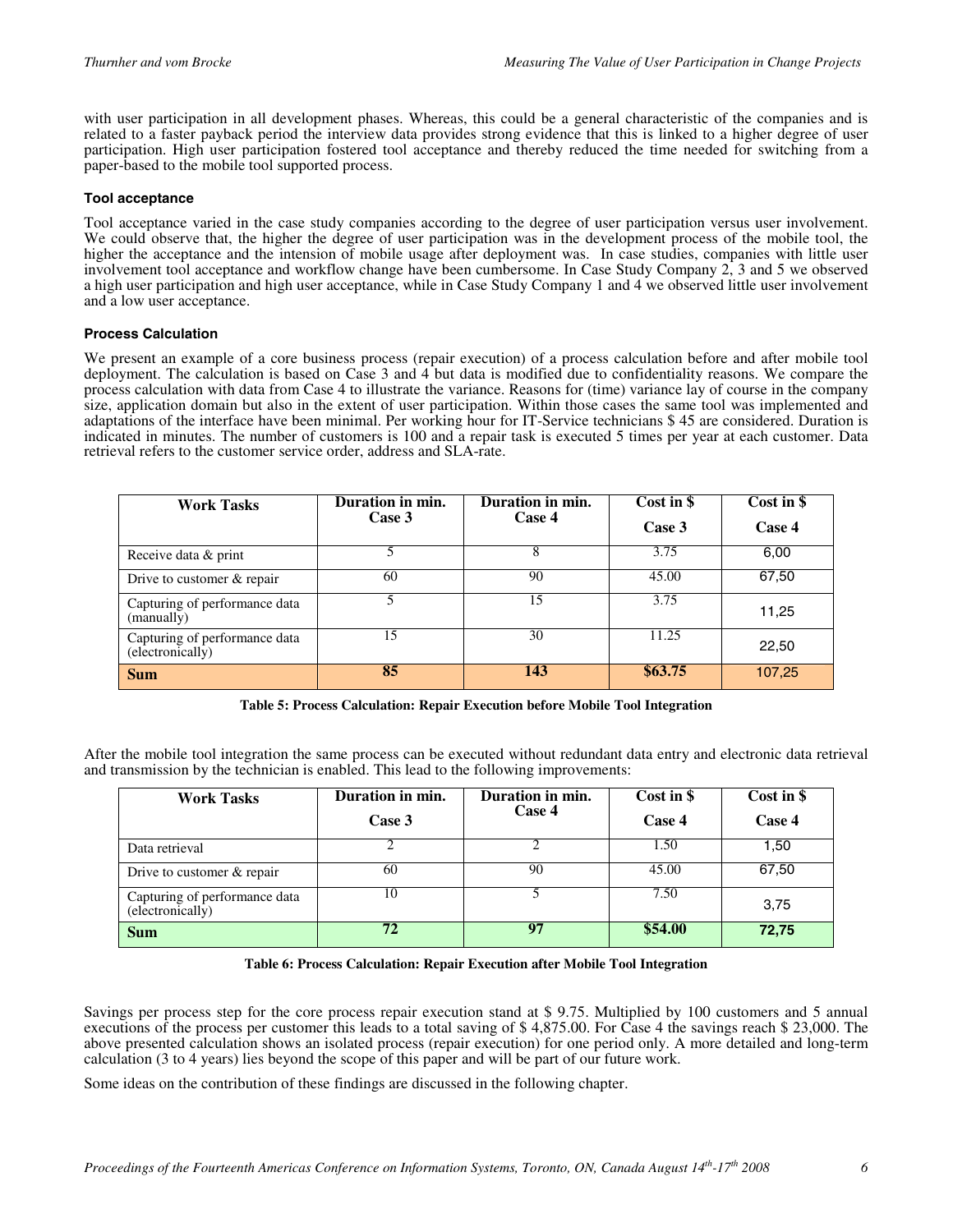with user participation in all development phases. Whereas, this could be a general characteristic of the companies and is related to a faster payback period the interview data provides strong evidence that this is linked to a higher degree of user participation. High user participation fostered tool acceptance and thereby reduced the time needed for switching from a paper-based to the mobile tool supported process.

### Tool acceptance

Tool acceptance varied in the case study companies according to the degree of user participation versus user involvement. We could observe that, the higher the degree of user participation was in the development process of the mobile tool, the higher the acceptance and the intension of mobile usage after deployment was. In case studies, companies with little user involvement tool acceptance and workflow change have been cumbersome. In Case Study Company 2, 3 and 5 we observed a high user participation and high user acceptance, while in Case Study Company 1 and 4 we observed little user involvement and a low user acceptance.

### Process Calculation

We present an example of a core business process (repair execution) of a process calculation before and after mobile tool deployment. The calculation is based on Case 3 and 4 but data is modified due to confidentiality reasons. We compare the process calculation with data from Case 4 to illustrate the variance. Reasons for (time) variance lay of course in the company size, application domain but also in the extent of user participation. Within those cases the same tool was implemented and adaptations of the interface have been minimal. Per working hour for IT-Service technicians $ 45 are considered. Duration is indicated in minutes. The number of customers is 100 and a repair task is executed 5 times per year at each customer. Data retrieval refers to the customer service order, address and SLA-rate.

| Work Tasks | Duration in min. Case 3 | Duration in min. Case 4 | Cost in $ Case 3 | Cost in $ Case 4 |
|---|---|---|---|---|
| Receive data & print | 5 | 8 | 3.75 | 6,00 |
| Drive to customer & repair | 60 | 90 | 45.00 | 67,50 |
| Capturing of performance data (manually) | 5 | 15 | 3.75 | 11,25 |
| Capturing of performance data (electronically) | 15 | 30 | 11.25 | 22,50 |
| **Sum** | **85** | **143** | **$63.75** | 107,25 |

**Table 5: Process Calculation: Repair Execution before Mobile Tool Integration**

After the mobile tool integration the same process can be executed without redundant data entry and electronic data retrieval and transmission by the technician is enabled. This lead to the following improvements:

| Work Tasks | Duration in min. Case 3 | Duration in min. Case 4 | Cost in $ Case 4 | Cost in $ Case 4 |
|---|---|---|---|---|
| Data retrieval | 2 | 2 | 1.50 | 1,50 |
| Drive to customer & repair | 60 | 90 | 45.00 | 67,50 |
| Capturing of performance data (electronically) | 10 | 5 | 7.50 | 3,75 |
| **Sum** | **72** | **97** | **$54.00** | **72,75** |

**Table 6: Process Calculation: Repair Execution after Mobile Tool Integration**

Savings per process step for the core process repair execution stand at $ 9.75. Multiplied by 100 customers and 5 annual executions of the process per customer this leads to a total saving of $ 4,875.00. For Case 4 the savings reach $ 23,000. The above presented calculation shows an isolated process (repair execution) for one period only. A more detailed and long-term calculation (3 to 4 years) lies beyond the scope of this paper and will be part of our future work.

Some ideas on the contribution of these findings are discussed in the following chapter.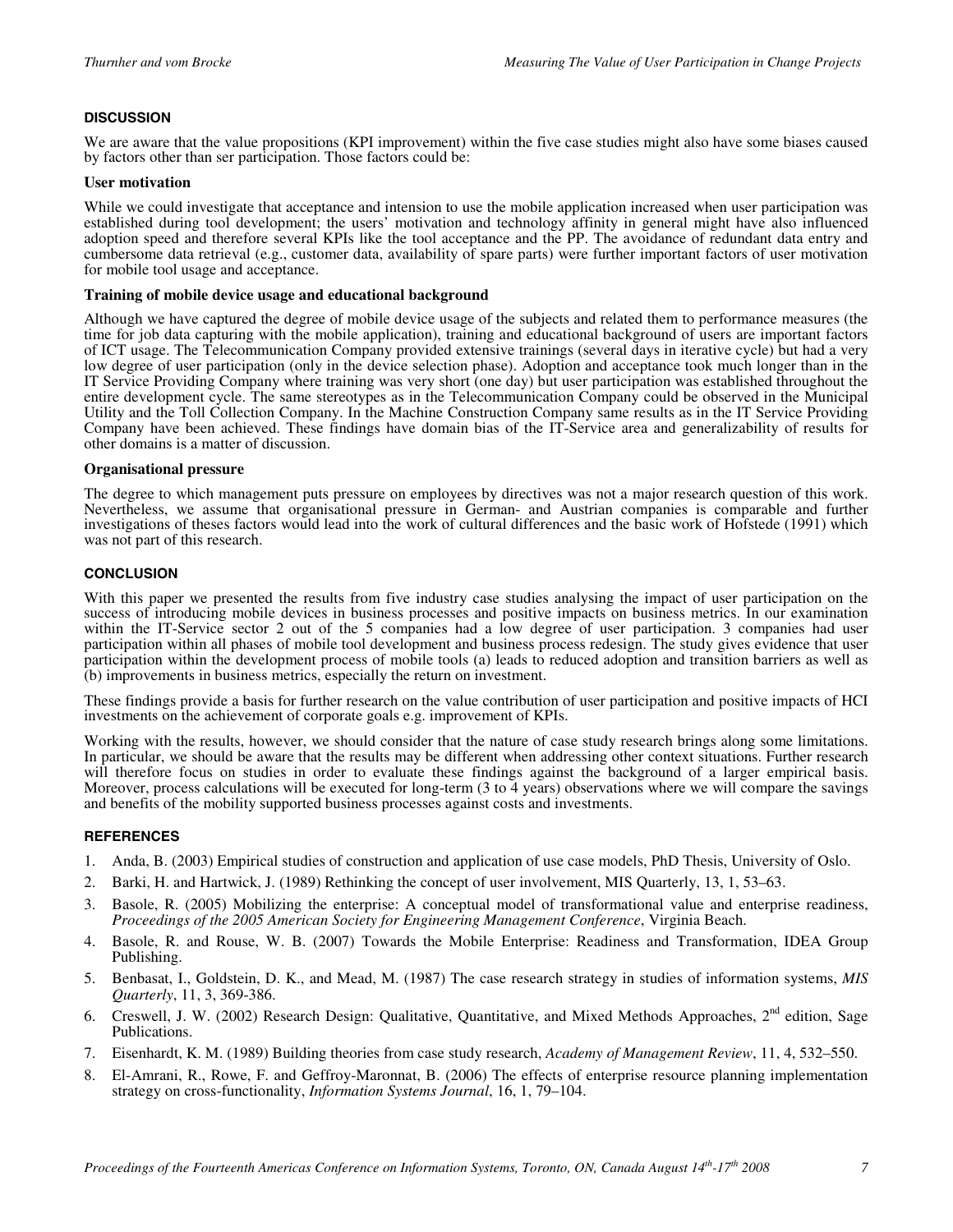## DISCUSSION

We are aware that the value propositions (KPI improvement) within the five case studies might also have some biases caused by factors other than ser participation. Those factors could be:

### User motivation

While we could investigate that acceptance and intension to use the mobile application increased when user participation was established during tool development; the users' motivation and technology affinity in general might have also influenced adoption speed and therefore several KPIs like the tool acceptance and the PP. The avoidance of redundant data entry and cumbersome data retrieval (e.g., customer data, availability of spare parts) were further important factors of user motivation for mobile tool usage and acceptance.

### Training of mobile device usage and educational background

Although we have captured the degree of mobile device usage of the subjects and related them to performance measures (the time for job data capturing with the mobile application), training and educational background of users are important factors of ICT usage. The Telecommunication Company provided extensive trainings (several days in iterative cycle) but had a very low degree of user participation (only in the device selection phase). Adoption and acceptance took much longer than in the IT Service Providing Company where training was very short (one day) but user participation was established throughout the entire development cycle. The same stereotypes as in the Telecommunication Company could be observed in the Municipal Utility and the Toll Collection Company. In the Machine Construction Company same results as in the IT Service Providing Company have been achieved. These findings have domain bias of the IT-Service area and generalizability of results for other domains is a matter of discussion.

### Organisational pressure

The degree to which management puts pressure on employees by directives was not a major research question of this work. Nevertheless, we assume that organisational pressure in German- and Austrian companies is comparable and further investigations of theses factors would lead into the work of cultural differences and the basic work of Hofstede (1991) which was not part of this research.

## CONCLUSION

With this paper we presented the results from five industry case studies analysing the impact of user participation on the success of introducing mobile devices in business processes and positive impacts on business metrics. In our examination within the IT-Service sector 2 out of the 5 companies had a low degree of user participation. 3 companies had user participation within all phases of mobile tool development and business process redesign. The study gives evidence that user participation within the development process of mobile tools (a) leads to reduced adoption and transition barriers as well as (b) improvements in business metrics, especially the return on investment.

These findings provide a basis for further research on the value contribution of user participation and positive impacts of HCI investments on the achievement of corporate goals e.g. improvement of KPIs.

Working with the results, however, we should consider that the nature of case study research brings along some limitations. In particular, we should be aware that the results may be different when addressing other context situations. Further research will therefore focus on studies in order to evaluate these findings against the background of a larger empirical basis. Moreover, process calculations will be executed for long-term (3 to 4 years) observations where we will compare the savings and benefits of the mobility supported business processes against costs and investments.

## REFERENCES

1. Anda, B. (2003) Empirical studies of construction and application of use case models, PhD Thesis, University of Oslo.
2. Barki, H. and Hartwick, J. (1989) Rethinking the concept of user involvement, MIS Quarterly, 13, 1, 53–63.
3. Basole, R. (2005) Mobilizing the enterprise: A conceptual model of transformational value and enterprise readiness, *Proceedings of the 2005 American Society for Engineering Management Conference*, Virginia Beach.
4. Basole, R. and Rouse, W. B. (2007) Towards the Mobile Enterprise: Readiness and Transformation, IDEA Group Publishing.
5. Benbasat, I., Goldstein, D. K., and Mead, M. (1987) The case research strategy in studies of information systems, *MIS Quarterly*, 11, 3, 369-386.
6. Creswell, J. W. (2002) Research Design: Qualitative, Quantitative, and Mixed Methods Approaches, 2nd edition, Sage Publications.
7. Eisenhardt, K. M. (1989) Building theories from case study research, *Academy of Management Review*, 11, 4, 532–550.
8. El-Amrani, R., Rowe, F. and Geffroy-Maronnat, B. (2006) The effects of enterprise resource planning implementation strategy on cross-functionality, *Information Systems Journal*, 16, 1, 79–104.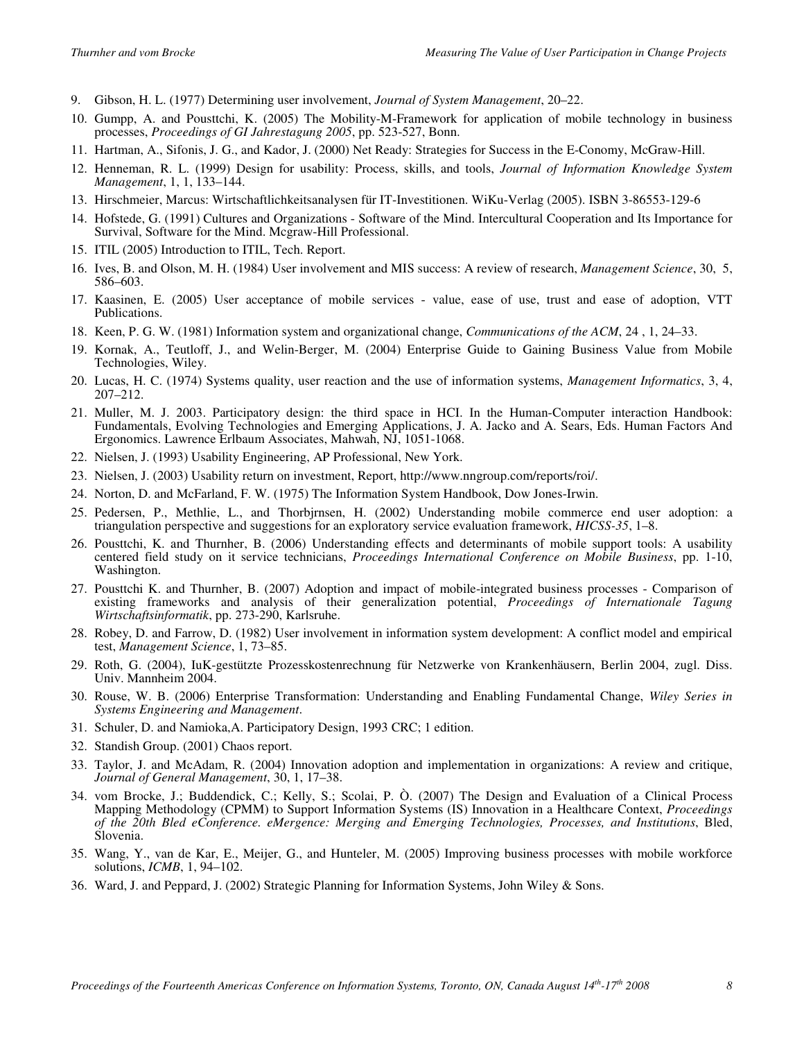9. Gibson, H. L. (1977) Determining user involvement, *Journal of System Management*, 20–22.
10. Gumpp, A. and Pousttchi, K. (2005) The Mobility-M-Framework for application of mobile technology in business processes, *Proceedings of GI Jahrestagung 2005*, pp. 523-527, Bonn.
11. Hartman, A., Sifonis, J. G., and Kador, J. (2000) Net Ready: Strategies for Success in the E-Conomy, McGraw-Hill.
12. Henneman, R. L. (1999) Design for usability: Process, skills, and tools, *Journal of Information Knowledge System Management*, 1, 1, 133–144.
13. Hirschmeier, Marcus: Wirtschaftlichkeitsanalysen für IT-Investitionen. WiKu-Verlag (2005). ISBN 3-86553-129-6
14. Hofstede, G. (1991) Cultures and Organizations - Software of the Mind. Intercultural Cooperation and Its Importance for Survival, Software for the Mind. Mcgraw-Hill Professional.
15. ITIL (2005) Introduction to ITIL, Tech. Report.
16. Ives, B. and Olson, M. H. (1984) User involvement and MIS success: A review of research, *Management Science*, 30, 5, 586–603.
17. Kaasinen, E. (2005) User acceptance of mobile services - value, ease of use, trust and ease of adoption, VTT Publications.
18. Keen, P. G. W. (1981) Information system and organizational change, *Communications of the ACM*, 24 , 1, 24–33.
19. Kornak, A., Teutloff, J., and Welin-Berger, M. (2004) Enterprise Guide to Gaining Business Value from Mobile Technologies, Wiley.
20. Lucas, H. C. (1974) Systems quality, user reaction and the use of information systems, *Management Informatics*, 3, 4, 207–212.
21. Muller, M. J. 2003. Participatory design: the third space in HCI. In the Human-Computer interaction Handbook: Fundamentals, Evolving Technologies and Emerging Applications, J. A. Jacko and A. Sears, Eds. Human Factors And Ergonomics. Lawrence Erlbaum Associates, Mahwah, NJ, 1051-1068.
22. Nielsen, J. (1993) Usability Engineering, AP Professional, New York.
23. Nielsen, J. (2003) Usability return on investment, Report, http://www.nngroup.com/reports/roi/.
24. Norton, D. and McFarland, F. W. (1975) The Information System Handbook, Dow Jones-Irwin.
25. Pedersen, P., Methlie, L., and Thorbjrnsen, H. (2002) Understanding mobile commerce end user adoption: a triangulation perspective and suggestions for an exploratory service evaluation framework, *HICSS-35*, 1–8.
26. Pousttchi, K. and Thurnher, B. (2006) Understanding effects and determinants of mobile support tools: A usability centered field study on it service technicians, *Proceedings International Conference on Mobile Business*, pp. 1-10, Washington.
27. Pousttchi K. and Thurnher, B. (2007) Adoption and impact of mobile-integrated business processes - Comparison of existing frameworks and analysis of their generalization potential, *Proceedings of Internationale Tagung Wirtschaftsinformatik*, pp. 273-290, Karlsruhe.
28. Robey, D. and Farrow, D. (1982) User involvement in information system development: A conflict model and empirical test, *Management Science*, 1, 73–85.
29. Roth, G. (2004), IuK-gestützte Prozesskostenrechnung für Netzwerke von Krankenhäusern, Berlin 2004, zugl. Diss. Univ. Mannheim 2004.
30. Rouse, W. B. (2006) Enterprise Transformation: Understanding and Enabling Fundamental Change, *Wiley Series in Systems Engineering and Management*.
31. Schuler, D. and Namioka,A. Participatory Design, 1993 CRC; 1 edition.
32. Standish Group. (2001) Chaos report.
33. Taylor, J. and McAdam, R. (2004) Innovation adoption and implementation in organizations: A review and critique, *Journal of General Management*, 30, 1, 17–38.
34. vom Brocke, J.; Buddendick, C.; Kelly, S.; Scolai, P. Ò. (2007) The Design and Evaluation of a Clinical Process Mapping Methodology (CPMM) to Support Information Systems (IS) Innovation in a Healthcare Context, *Proceedings of the 20th Bled eConference. eMergence: Merging and Emerging Technologies, Processes, and Institutions*, Bled, Slovenia.
35. Wang, Y., van de Kar, E., Meijer, G., and Hunteler, M. (2005) Improving business processes with mobile workforce solutions, *ICMB*, 1, 94–102.
36. Ward, J. and Peppard, J. (2002) Strategic Planning for Information Systems, John Wiley & Sons.